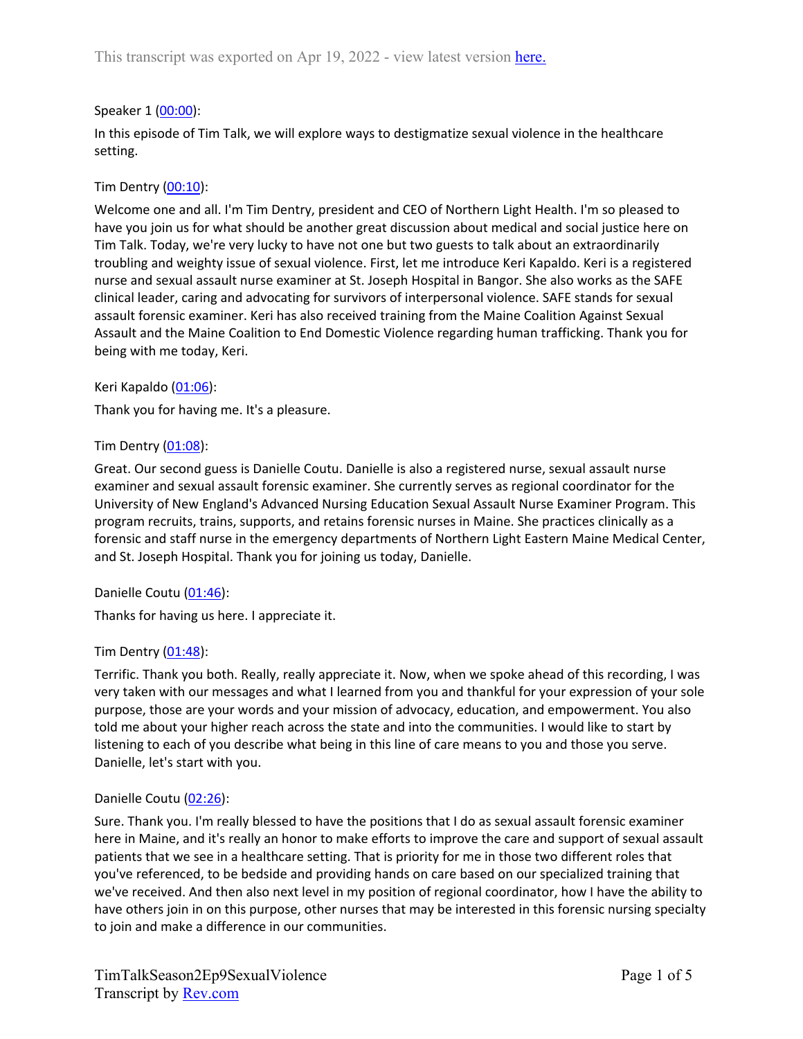This transcript was exported on Apr 19, 2022 - view latest version [here.](#)

Speaker 1 ([00:00](#)):

In this episode of Tim Talk, we will explore ways to destigmatize sexual violence in the healthcare setting.

Tim Dentry ([00:10](#)):

Welcome one and all. I'm Tim Dentry, president and CEO of Northern Light Health. I'm so pleased to have you join us for what should be another great discussion about medical and social justice here on Tim Talk. Today, we're very lucky to have not one but two guests to talk about an extraordinarily troubling and weighty issue of sexual violence. First, let me introduce Keri Kapaldo. Keri is a registered nurse and sexual assault nurse examiner at St. Joseph Hospital in Bangor. She also works as the SAFE clinical leader, caring and advocating for survivors of interpersonal violence. SAFE stands for sexual assault forensic examiner. Keri has also received training from the Maine Coalition Against Sexual Assault and the Maine Coalition to End Domestic Violence regarding human trafficking. Thank you for being with me today, Keri.

Keri Kapaldo ([01:06](#)):

Thank you for having me. It's a pleasure.

Tim Dentry ([01:08](#)):

Great. Our second guess is Danielle Coutu. Danielle is also a registered nurse, sexual assault nurse examiner and sexual assault forensic examiner. She currently serves as regional coordinator for the University of New England's Advanced Nursing Education Sexual Assault Nurse Examiner Program. This program recruits, trains, supports, and retains forensic nurses in Maine. She practices clinically as a forensic and staff nurse in the emergency departments of Northern Light Eastern Maine Medical Center, and St. Joseph Hospital. Thank you for joining us today, Danielle.

Danielle Coutu ([01:46](#)):

Thanks for having us here. I appreciate it.

Tim Dentry ([01:48](#)):

Terrific. Thank you both. Really, really appreciate it. Now, when we spoke ahead of this recording, I was very taken with our messages and what I learned from you and thankful for your expression of your sole purpose, those are your words and your mission of advocacy, education, and empowerment. You also told me about your higher reach across the state and into the communities. I would like to start by listening to each of you describe what being in this line of care means to you and those you serve. Danielle, let's start with you.

Danielle Coutu ([02:26](#)):

Sure. Thank you. I'm really blessed to have the positions that I do as sexual assault forensic examiner here in Maine, and it's really an honor to make efforts to improve the care and support of sexual assault patients that we see in a healthcare setting. That is priority for me in those two different roles that you've referenced, to be bedside and providing hands on care based on our specialized training that we've received. And then also next level in my position of regional coordinator, how I have the ability to have others join in on this purpose, other nurses that may be interested in this forensic nursing specialty to join and make a difference in our communities.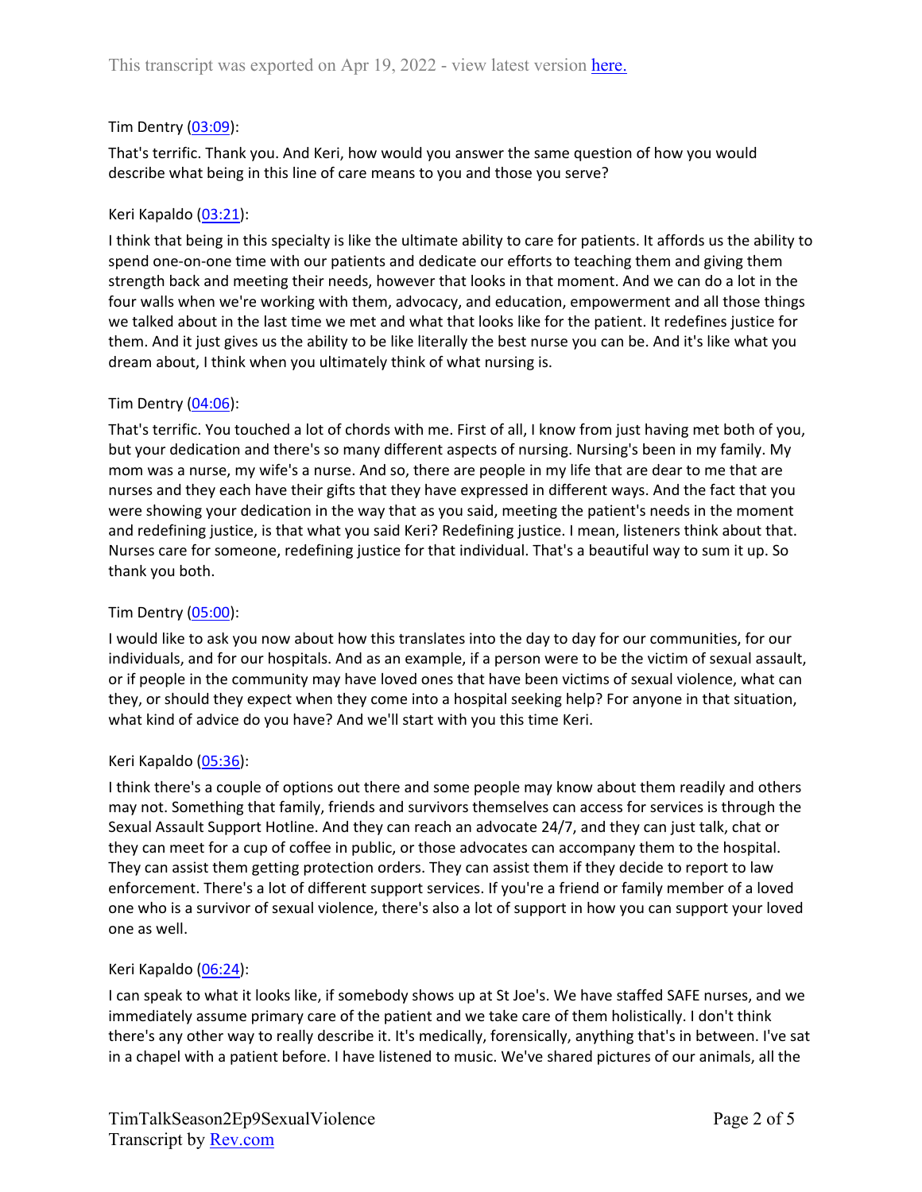Tim Dentry ([03:09](#)):

That's terrific. Thank you. And Keri, how would you answer the same question of how you would describe what being in this line of care means to you and those you serve?

Keri Kapaldo ([03:21](#)):

I think that being in this specialty is like the ultimate ability to care for patients. It affords us the ability to spend one-on-one time with our patients and dedicate our efforts to teaching them and giving them strength back and meeting their needs, however that looks in that moment. And we can do a lot in the four walls when we're working with them, advocacy, and education, empowerment and all those things we talked about in the last time we met and what that looks like for the patient. It redefines justice for them. And it just gives us the ability to be like literally the best nurse you can be. And it's like what you dream about, I think when you ultimately think of what nursing is.

Tim Dentry ([04:06](#)):

That's terrific. You touched a lot of chords with me. First of all, I know from just having met both of you, but your dedication and there's so many different aspects of nursing. Nursing's been in my family. My mom was a nurse, my wife's a nurse. And so, there are people in my life that are dear to me that are nurses and they each have their gifts that they have expressed in different ways. And the fact that you were showing your dedication in the way that as you said, meeting the patient's needs in the moment and redefining justice, is that what you said Keri? Redefining justice. I mean, listeners think about that. Nurses care for someone, redefining justice for that individual. That's a beautiful way to sum it up. So thank you both.

Tim Dentry ([05:00](#)):

I would like to ask you now about how this translates into the day to day for our communities, for our individuals, and for our hospitals. And as an example, if a person were to be the victim of sexual assault, or if people in the community may have loved ones that have been victims of sexual violence, what can they, or should they expect when they come into a hospital seeking help? For anyone in that situation, what kind of advice do you have? And we'll start with you this time Keri.

Keri Kapaldo ([05:36](#)):

I think there's a couple of options out there and some people may know about them readily and others may not. Something that family, friends and survivors themselves can access for services is through the Sexual Assault Support Hotline. And they can reach an advocate 24/7, and they can just talk, chat or they can meet for a cup of coffee in public, or those advocates can accompany them to the hospital. They can assist them getting protection orders. They can assist them if they decide to report to law enforcement. There's a lot of different support services. If you're a friend or family member of a loved one who is a survivor of sexual violence, there's also a lot of support in how you can support your loved one as well.

Keri Kapaldo ([06:24](#)):

I can speak to what it looks like, if somebody shows up at St Joe's. We have staffed SAFE nurses, and we immediately assume primary care of the patient and we take care of them holistically. I don't think there's any other way to really describe it. It's medically, forensically, anything that's in between. I've sat in a chapel with a patient before. I have listened to music. We've shared pictures of our animals, all the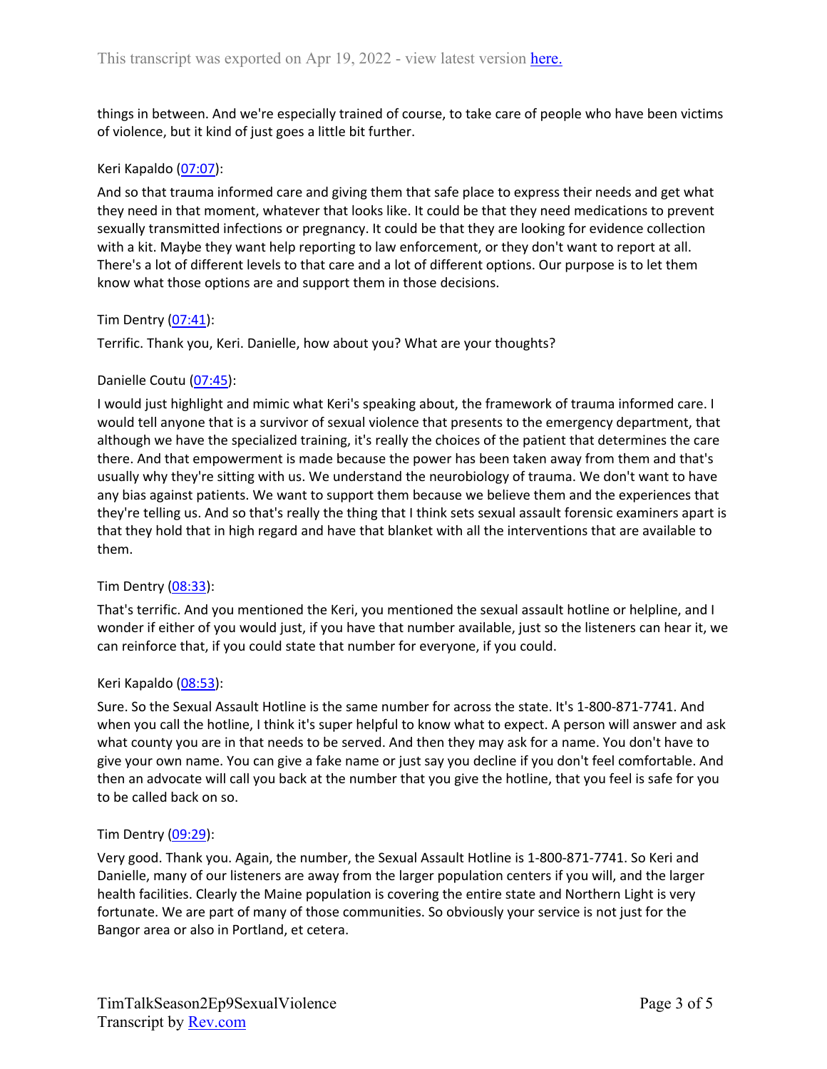things in between. And we're especially trained of course, to take care of people who have been victims of violence, but it kind of just goes a little bit further.

Keri Kapaldo ([07:07](#)):

And so that trauma informed care and giving them that safe place to express their needs and get what they need in that moment, whatever that looks like. It could be that they need medications to prevent sexually transmitted infections or pregnancy. It could be that they are looking for evidence collection with a kit. Maybe they want help reporting to law enforcement, or they don't want to report at all. There's a lot of different levels to that care and a lot of different options. Our purpose is to let them know what those options are and support them in those decisions.

Tim Dentry ([07:41](#)):

Terrific. Thank you, Keri. Danielle, how about you? What are your thoughts?

Danielle Coutu ([07:45](#)):

I would just highlight and mimic what Keri's speaking about, the framework of trauma informed care. I would tell anyone that is a survivor of sexual violence that presents to the emergency department, that although we have the specialized training, it's really the choices of the patient that determines the care there. And that empowerment is made because the power has been taken away from them and that's usually why they're sitting with us. We understand the neurobiology of trauma. We don't want to have any bias against patients. We want to support them because we believe them and the experiences that they're telling us. And so that's really the thing that I think sets sexual assault forensic examiners apart is that they hold that in high regard and have that blanket with all the interventions that are available to them.

Tim Dentry ([08:33](#)):

That's terrific. And you mentioned the Keri, you mentioned the sexual assault hotline or helpline, and I wonder if either of you would just, if you have that number available, just so the listeners can hear it, we can reinforce that, if you could state that number for everyone, if you could.

Keri Kapaldo ([08:53](#)):

Sure. So the Sexual Assault Hotline is the same number for across the state. It's 1-800-871-7741. And when you call the hotline, I think it's super helpful to know what to expect. A person will answer and ask what county you are in that needs to be served. And then they may ask for a name. You don't have to give your own name. You can give a fake name or just say you decline if you don't feel comfortable. And then an advocate will call you back at the number that you give the hotline, that you feel is safe for you to be called back on so.

Tim Dentry ([09:29](#)):

Very good. Thank you. Again, the number, the Sexual Assault Hotline is 1-800-871-7741. So Keri and Danielle, many of our listeners are away from the larger population centers if you will, and the larger health facilities. Clearly the Maine population is covering the entire state and Northern Light is very fortunate. We are part of many of those communities. So obviously your service is not just for the Bangor area or also in Portland, et cetera.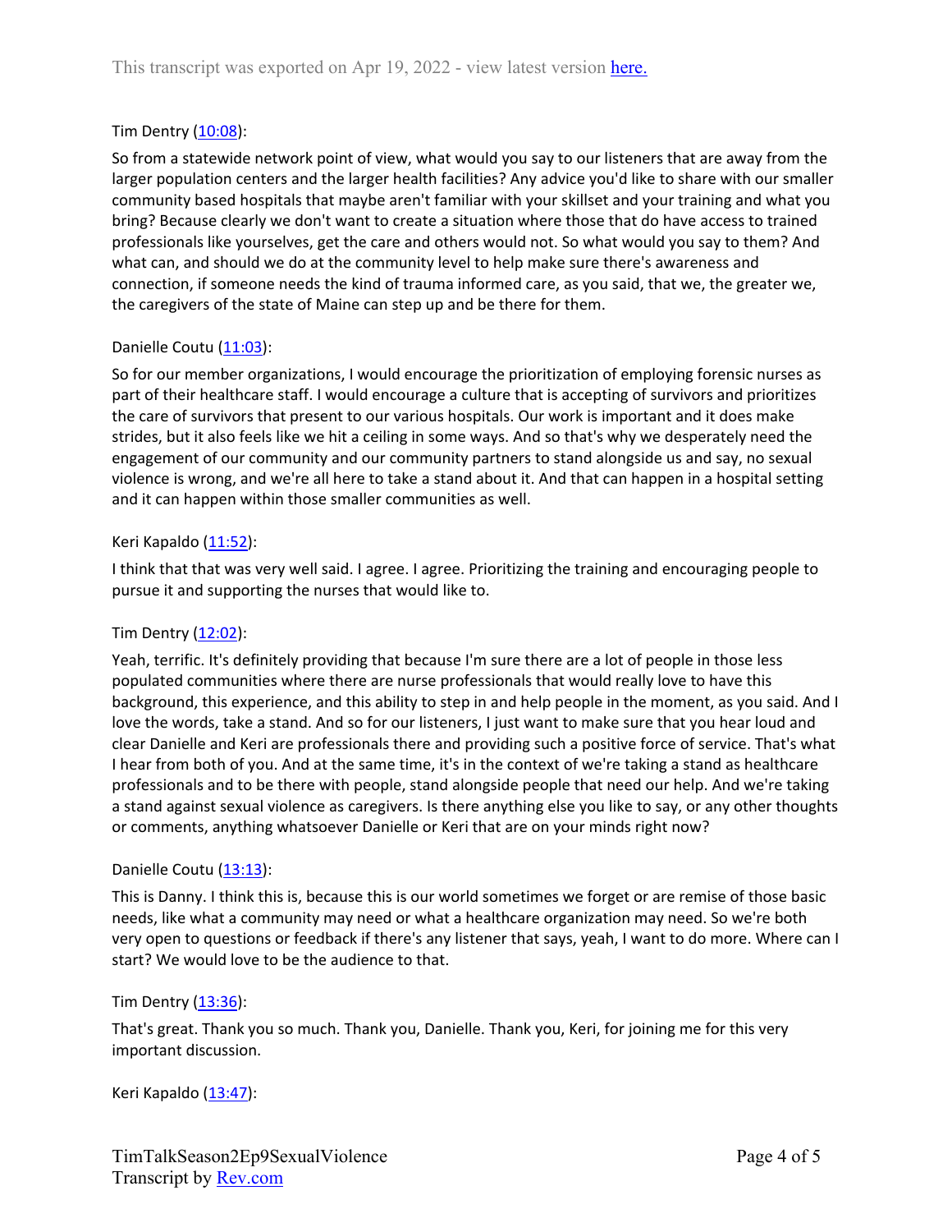Tim Dentry ([10:08](#)):

So from a statewide network point of view, what would you say to our listeners that are away from the larger population centers and the larger health facilities? Any advice you'd like to share with our smaller community based hospitals that maybe aren't familiar with your skillset and your training and what you bring? Because clearly we don't want to create a situation where those that do have access to trained professionals like yourselves, get the care and others would not. So what would you say to them? And what can, and should we do at the community level to help make sure there's awareness and connection, if someone needs the kind of trauma informed care, as you said, that we, the greater we, the caregivers of the state of Maine can step up and be there for them.

Danielle Coutu ([11:03](#)):

So for our member organizations, I would encourage the prioritization of employing forensic nurses as part of their healthcare staff. I would encourage a culture that is accepting of survivors and prioritizes the care of survivors that present to our various hospitals. Our work is important and it does make strides, but it also feels like we hit a ceiling in some ways. And so that's why we desperately need the engagement of our community and our community partners to stand alongside us and say, no sexual violence is wrong, and we're all here to take a stand about it. And that can happen in a hospital setting and it can happen within those smaller communities as well.

Keri Kapaldo ([11:52](#)):

I think that that was very well said. I agree. I agree. Prioritizing the training and encouraging people to pursue it and supporting the nurses that would like to.

Tim Dentry ([12:02](#)):

Yeah, terrific. It's definitely providing that because I'm sure there are a lot of people in those less populated communities where there are nurse professionals that would really love to have this background, this experience, and this ability to step in and help people in the moment, as you said. And I love the words, take a stand. And so for our listeners, I just want to make sure that you hear loud and clear Danielle and Keri are professionals there and providing such a positive force of service. That's what I hear from both of you. And at the same time, it's in the context of we're taking a stand as healthcare professionals and to be there with people, stand alongside people that need our help. And we're taking a stand against sexual violence as caregivers. Is there anything else you like to say, or any other thoughts or comments, anything whatsoever Danielle or Keri that are on your minds right now?

Danielle Coutu ([13:13](#)):

This is Danny. I think this is, because this is our world sometimes we forget or are remise of those basic needs, like what a community may need or what a healthcare organization may need. So we're both very open to questions or feedback if there's any listener that says, yeah, I want to do more. Where can I start? We would love to be the audience to that.

Tim Dentry ([13:36](#)):

That's great. Thank you so much. Thank you, Danielle. Thank you, Keri, for joining me for this very important discussion.

Keri Kapaldo ([13:47](#)):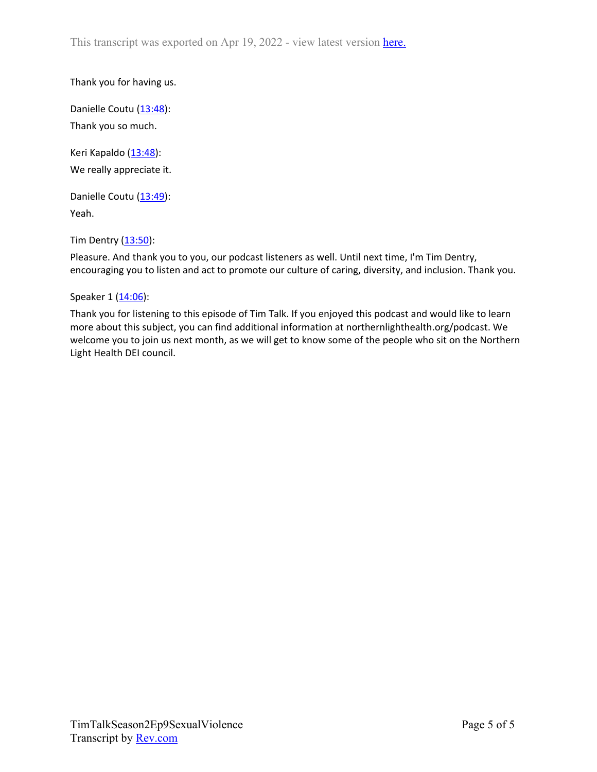Thank you for having us.

Danielle Coutu (13:48):

Thank you so much.

Keri Kapaldo (13:48):

We really appreciate it.

Danielle Coutu (13:49):

Yeah.

Tim Dentry (13:50):

Pleasure. And thank you to you, our podcast listeners as well. Until next time, I'm Tim Dentry, encouraging you to listen and act to promote our culture of caring, diversity, and inclusion. Thank you.

Speaker 1 (14:06):

Thank you for listening to this episode of Tim Talk. If you enjoyed this podcast and would like to learn more about this subject, you can find additional information at northernlighthealth.org/podcast. We welcome you to join us next month, as we will get to know some of the people who sit on the Northern Light Health DEI council.